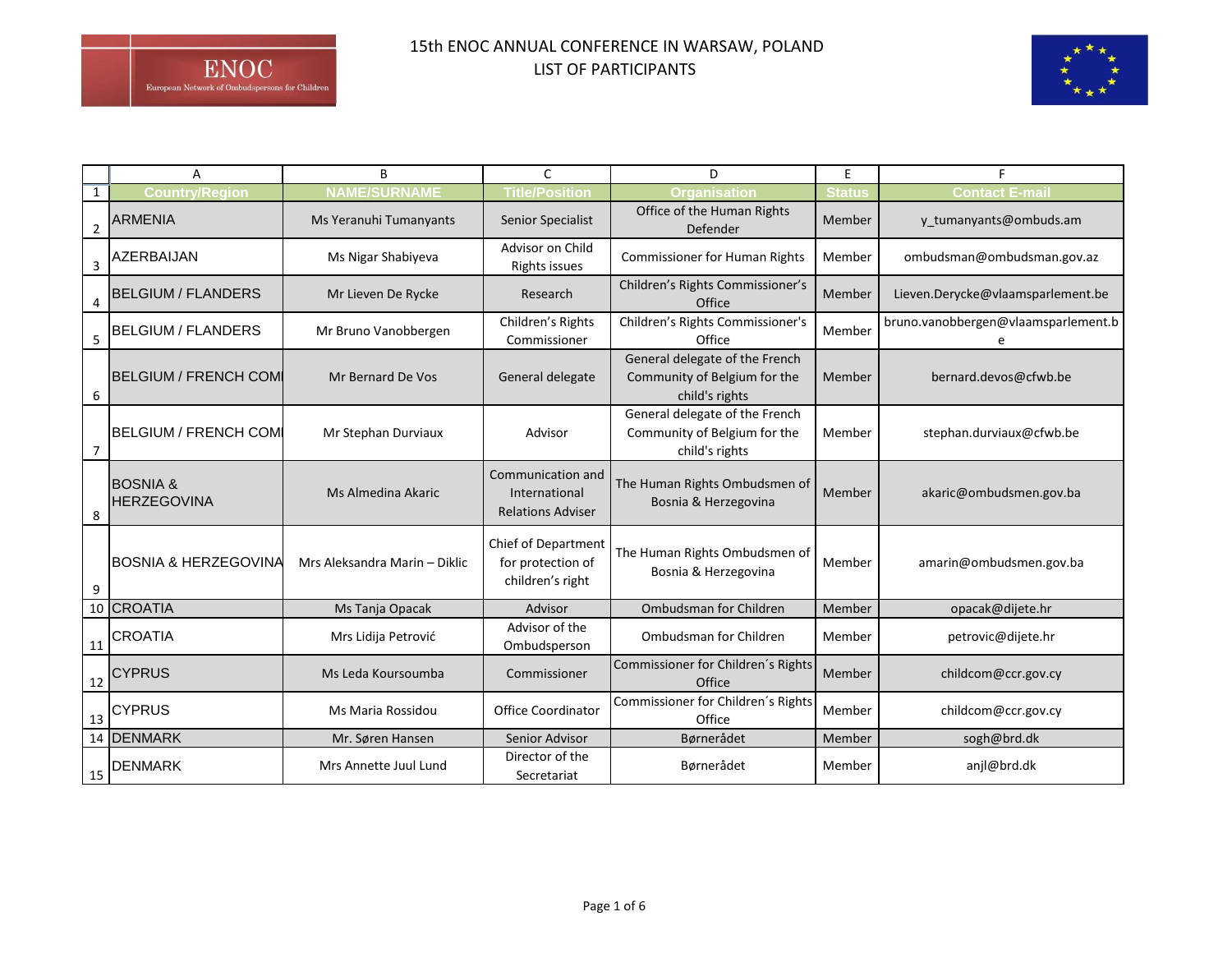# 15th ENOC ANNUAL CONFERENCE IN WARSAW, POLAND
## LIST OF PARTICIPANTS

| | A | B | C | D | E | F |
|---|---|---|---|---|---|---|
| 1 | Country/Region | NAME/SURNAME | Title/Position | Organisation | Status | Contact E-mail |
| 2 | ARMENIA | Ms Yeranuhi Tumanyants | Senior Specialist | Office of the Human Rights Defender | Member | y_tumanyants@ombuds.am |
| 3 | AZERBAIJAN | Ms Nigar Shabiyeva | Advisor on Child Rights issues | Commissioner for Human Rights | Member | ombudsman@ombudsman.gov.az |
| 4 | BELGIUM / FLANDERS | Mr Lieven De Rycke | Research | Children's Rights Commissioner's Office | Member | Lieven.Derycke@vlaamsparlement.be |
| 5 | BELGIUM / FLANDERS | Mr Bruno Vanobbergen | Children's Rights Commissioner | Children's Rights Commissioner's Office | Member | bruno.vanobbergen@vlaamsparlement.be |
| 6 | BELGIUM / FRENCH COMI | Mr Bernard De Vos | General delegate | General delegate of the French Community of Belgium for the child's rights | Member | bernard.devos@cfwb.be |
| 7 | BELGIUM / FRENCH COMI | Mr Stephan Durviaux | Advisor | General delegate of the French Community of Belgium for the child's rights | Member | stephan.durviaux@cfwb.be |
| 8 | BOSNIA & HERZEGOVINA | Ms Almedina Akaric | Communication and International Relations Adviser | The Human Rights Ombudsmen of Bosnia & Herzegovina | Member | akaric@ombudsmen.gov.ba |
| 9 | BOSNIA & HERZEGOVINA | Mrs Aleksandra Marin – Diklic | Chief of Department for protection of children's right | The Human Rights Ombudsmen of Bosnia & Herzegovina | Member | amarin@ombudsmen.gov.ba |
| 10 | CROATIA | Ms Tanja Opacak | Advisor | Ombudsman for Children | Member | opacak@dijete.hr |
| 11 | CROATIA | Mrs Lidija Petrović | Advisor of the Ombudsperson | Ombudsman for Children | Member | petrovic@dijete.hr |
| 12 | CYPRUS | Ms Leda Koursoumba | Commissioner | Commissioner for Children´s Rights Office | Member | childcom@ccr.gov.cy |
| 13 | CYPRUS | Ms Maria Rossidou | Office Coordinator | Commissioner for Children´s Rights Office | Member | childcom@ccr.gov.cy |
| 14 | DENMARK | Mr. Søren Hansen | Senior Advisor | Børnerådet | Member | sogh@brd.dk |
| 15 | DENMARK | Mrs Annette Juul Lund | Director of the Secretariat | Børnerådet | Member | anjl@brd.dk |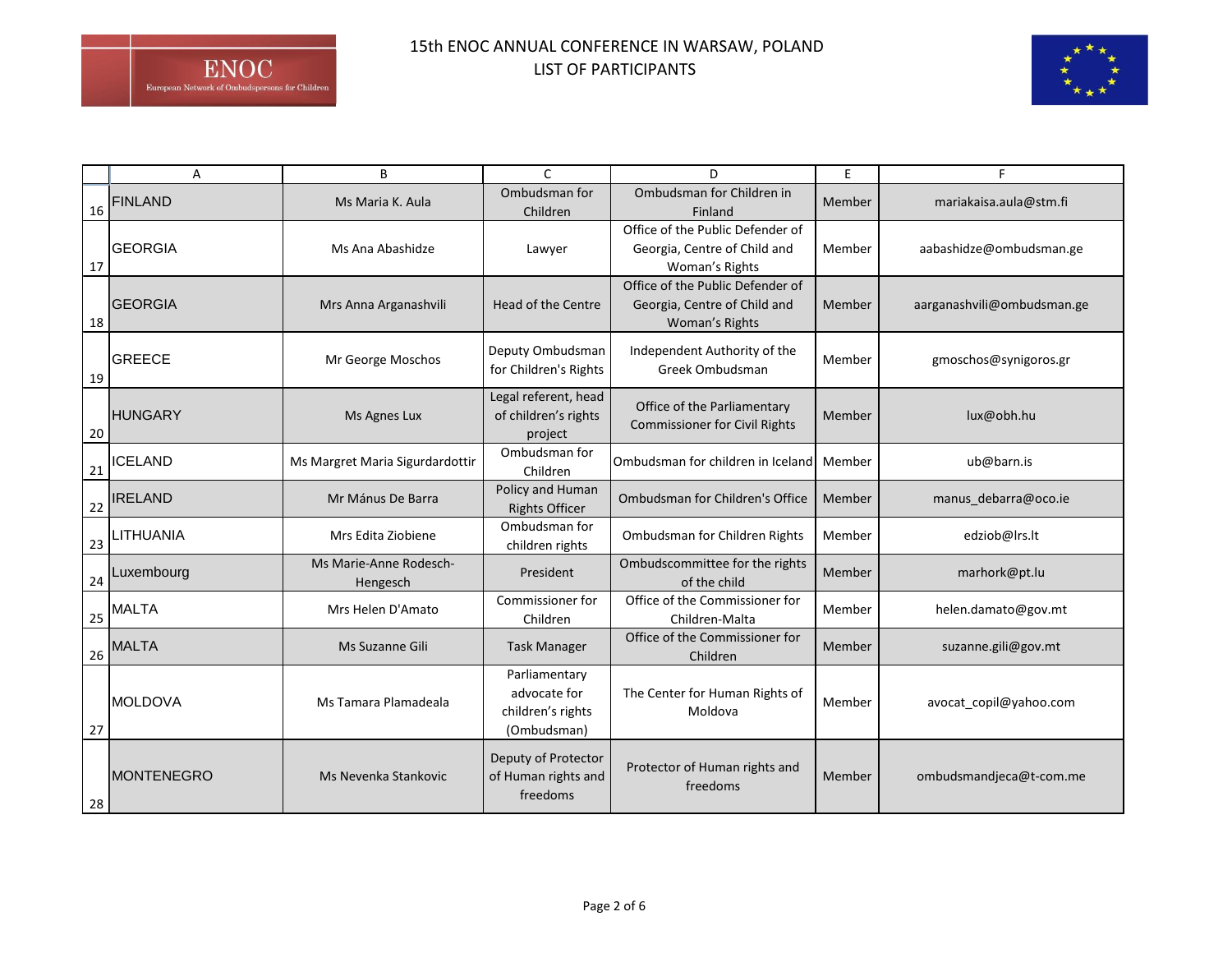# 15th ENOC ANNUAL CONFERENCE IN WARSAW, POLAND
## LIST OF PARTICIPANTS

| | A | B | C | D | E | F |
|---|---|---|---|---|---|---|
| 16 | FINLAND | Ms Maria K. Aula | Ombudsman for Children | Ombudsman for Children in Finland | Member | mariakaisa.aula@stm.fi |
| 17 | GEORGIA | Ms Ana Abashidze | Lawyer | Office of the Public Defender of Georgia, Centre of Child and Woman's Rights | Member | aabashidze@ombudsman.ge |
| 18 | GEORGIA | Mrs Anna Arganashvili | Head of the Centre | Office of the Public Defender of Georgia, Centre of Child and Woman's Rights | Member | aarganashvili@ombudsman.ge |
| 19 | GREECE | Mr George Moschos | Deputy Ombudsman for Children's Rights | Independent Authority of the Greek Ombudsman | Member | gmoschos@synigoros.gr |
| 20 | HUNGARY | Ms Agnes Lux | Legal referent, head of children's rights project | Office of the Parliamentary Commissioner for Civil Rights | Member | lux@obh.hu |
| 21 | ICELAND | Ms Margret Maria Sigurdardottir | Ombudsman for Children | Ombudsman for children in Iceland | Member | ub@barn.is |
| 22 | IRELAND | Mr Mánus De Barra | Policy and Human Rights Officer | Ombudsman for Children's Office | Member | manus_debarra@oco.ie |
| 23 | LITHUANIA | Mrs Edita Ziobiene | Ombudsman for children rights | Ombudsman for Children Rights | Member | edziob@lrs.lt |
| 24 | Luxembourg | Ms Marie-Anne Rodesch-Hengesch | President | Ombudscommittee for the rights of the child | Member | marhork@pt.lu |
| 25 | MALTA | Mrs Helen D'Amato | Commissioner for Children | Office of the Commissioner for Children-Malta | Member | helen.damato@gov.mt |
| 26 | MALTA | Ms Suzanne Gili | Task Manager | Office of the Commissioner for Children | Member | suzanne.gili@gov.mt |
| 27 | MOLDOVA | Ms Tamara Plamadeala | Parliamentary advocate for children's rights (Ombudsman) | The Center for Human Rights of Moldova | Member | avocat_copil@yahoo.com |
| 28 | MONTENEGRO | Ms Nevenka Stankovic | Deputy of Protector of Human rights and freedoms | Protector of Human rights and freedoms | Member | ombudsmandjeca@t-com.me |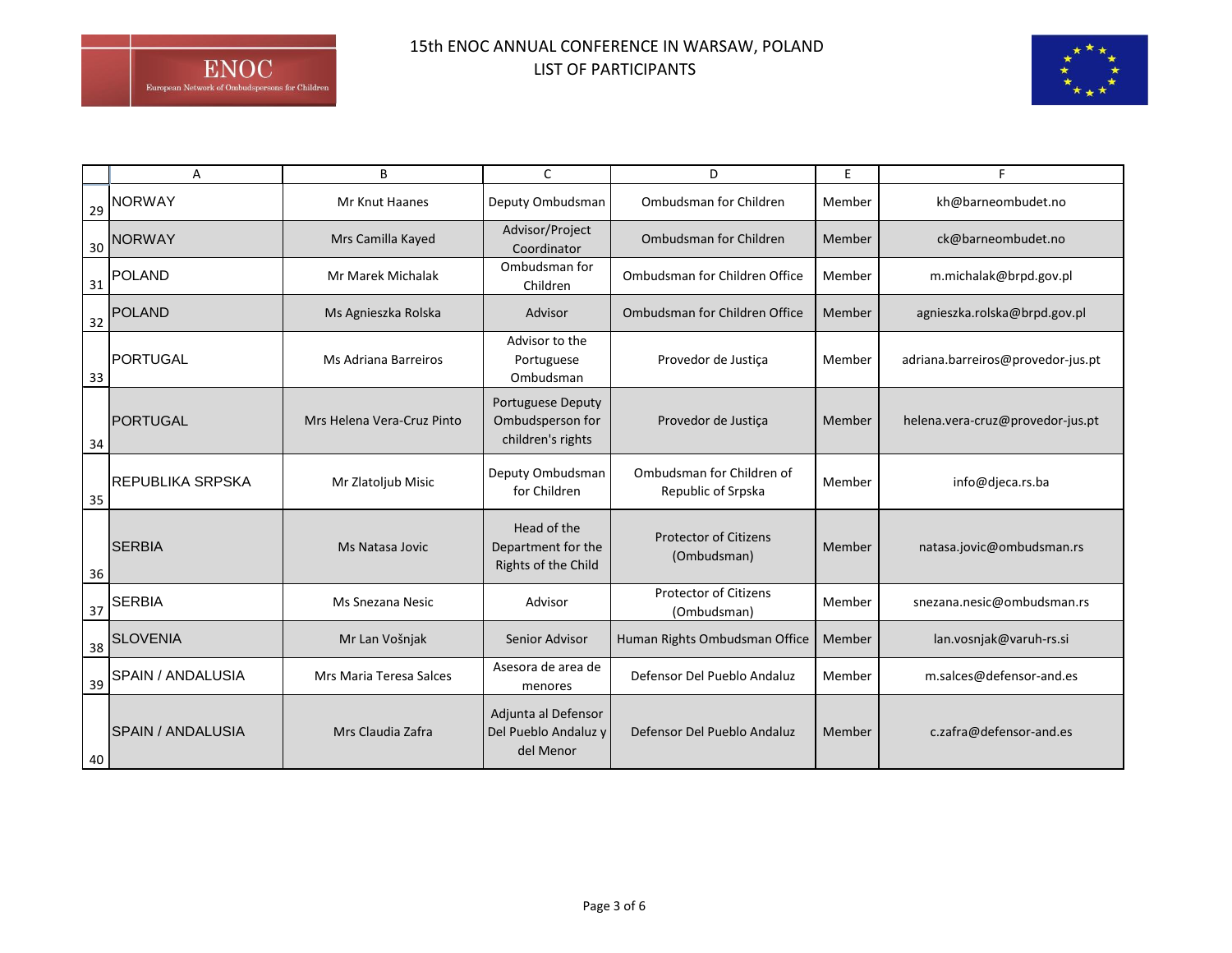# 15th ENOC ANNUAL CONFERENCE IN WARSAW, POLAND
## LIST OF PARTICIPANTS

| | A | B | C | D | E | F |
|---|---|---|---|---|---|---|
| 29 | NORWAY | Mr Knut Haanes | Deputy Ombudsman | Ombudsman for Children | Member | kh@barneombudet.no |
| 30 | NORWAY | Mrs Camilla Kayed | Advisor/Project Coordinator | Ombudsman for Children | Member | ck@barneombudet.no |
| 31 | POLAND | Mr Marek Michalak | Ombudsman for Children | Ombudsman for Children Office | Member | m.michalak@brpd.gov.pl |
| 32 | POLAND | Ms Agnieszka Rolska | Advisor | Ombudsman for Children Office | Member | agnieszka.rolska@brpd.gov.pl |
| 33 | PORTUGAL | Ms Adriana Barreiros | Advisor to the Portuguese Ombudsman | Provedor de Justiça | Member | adriana.barreiros@provedor-jus.pt |
| 34 | PORTUGAL | Mrs Helena Vera-Cruz Pinto | Portuguese Deputy Ombudsperson for children's rights | Provedor de Justiça | Member | helena.vera-cruz@provedor-jus.pt |
| 35 | REPUBLIKA SRPSKA | Mr Zlatoljub Misic | Deputy Ombudsman for Children | Ombudsman for Children of Republic of Srpska | Member | info@djeca.rs.ba |
| 36 | SERBIA | Ms Natasa Jovic | Head of the Department for the Rights of the Child | Protector of Citizens (Ombudsman) | Member | natasa.jovic@ombudsman.rs |
| 37 | SERBIA | Ms Snezana Nesic | Advisor | Protector of Citizens (Ombudsman) | Member | snezana.nesic@ombudsman.rs |
| 38 | SLOVENIA | Mr Lan Vošnjak | Senior Advisor | Human Rights Ombudsman Office | Member | lan.vosnjak@varuh-rs.si |
| 39 | SPAIN / ANDALUSIA | Mrs Maria Teresa Salces | Asesora de area de menores | Defensor Del Pueblo Andaluz | Member | m.salces@defensor-and.es |
| 40 | SPAIN / ANDALUSIA | Mrs Claudia Zafra | Adjunta al Defensor Del Pueblo Andaluz y del Menor | Defensor Del Pueblo Andaluz | Member | c.zafra@defensor-and.es |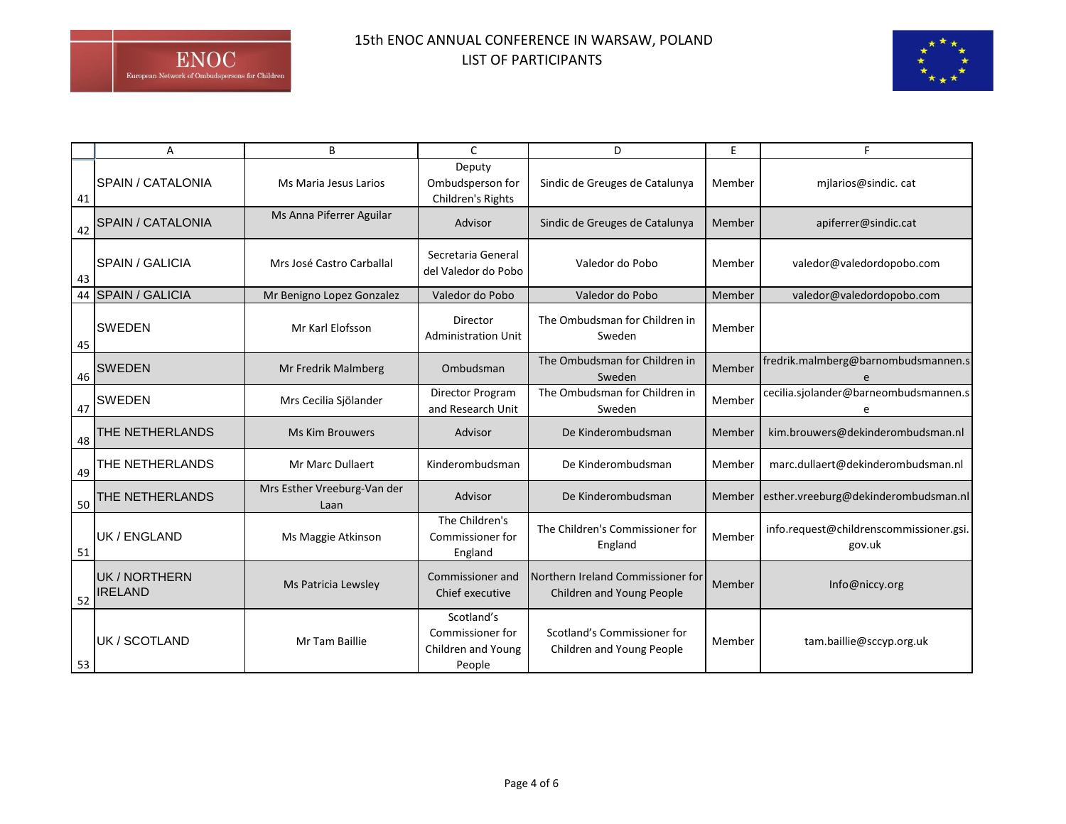# 15th ENOC ANNUAL CONFERENCE IN WARSAW, POLAND
## LIST OF PARTICIPANTS

| | A | B | C | D | E | F |
|---|---|---|---|---|---|---|
| 41 | SPAIN / CATALONIA | Ms Maria Jesus Larios | Deputy Ombudsperson for Children's Rights | Sindic de Greuges de Catalunya | Member | mjlarios@sindic. cat |
| 42 | SPAIN / CATALONIA | Ms Anna Piferrer Aguilar | Advisor | Sindic de Greuges de Catalunya | Member | apiferrer@sindic.cat |
| 43 | SPAIN / GALICIA | Mrs José Castro Carballal | Secretaria General del Valedor do Pobo | Valedor do Pobo | Member | valedor@valedordopobo.com |
| 44 | SPAIN / GALICIA | Mr Benigno Lopez Gonzalez | Valedor do Pobo | Valedor do Pobo | Member | valedor@valedordopobo.com |
| 45 | SWEDEN | Mr Karl Elofsson | Director Administration Unit | The Ombudsman for Children in Sweden | Member | |
| 46 | SWEDEN | Mr Fredrik Malmberg | Ombudsman | The Ombudsman for Children in Sweden | Member | fredrik.malmberg@barnombudsmannen.se |
| 47 | SWEDEN | Mrs Cecilia Sjölander | Director Program and Research Unit | The Ombudsman for Children in Sweden | Member | cecilia.sjolander@barneombudsmannen.se |
| 48 | THE NETHERLANDS | Ms Kim Brouwers | Advisor | De Kinderombudsman | Member | kim.brouwers@dekinderombudsman.nl |
| 49 | THE NETHERLANDS | Mr Marc Dullaert | Kinderombudsman | De Kinderombudsman | Member | marc.dullaert@dekinderombudsman.nl |
| 50 | THE NETHERLANDS | Mrs Esther Vreeburg-Van der Laan | Advisor | De Kinderombudsman | Member | esther.vreeburg@dekinderombudsman.nl |
| 51 | UK / ENGLAND | Ms Maggie Atkinson | The Children's Commissioner for England | The Children's Commissioner for England | Member | info.request@childrenscommissioner.gsi.gov.uk |
| 52 | UK / NORTHERN IRELAND | Ms Patricia Lewsley | Commissioner and Chief executive | Northern Ireland Commissioner for Children and Young People | Member | Info@niccy.org |
| 53 | UK / SCOTLAND | Mr Tam Baillie | Scotland's Commissioner for Children and Young People | Scotland's Commissioner for Children and Young People | Member | tam.baillie@sccyp.org.uk |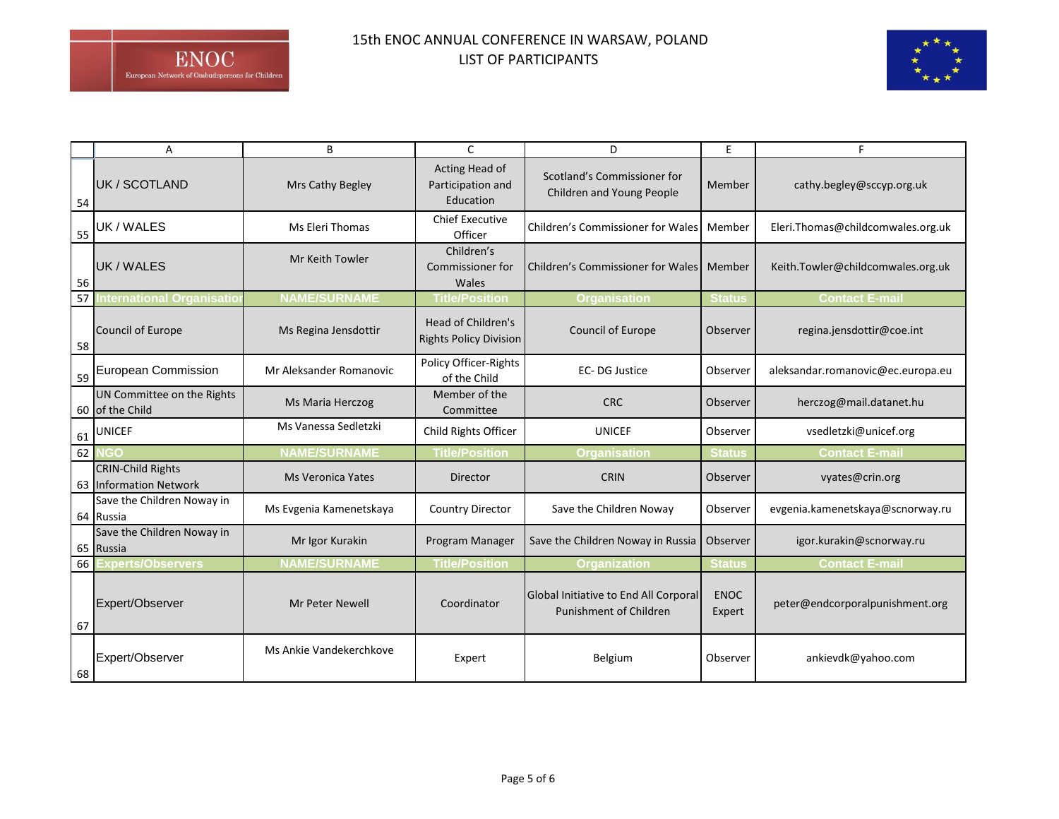# 15th ENOC ANNUAL CONFERENCE IN WARSAW, POLAND
## LIST OF PARTICIPANTS

| | A | B | C | D | E | F |
|---|---|---|---|---|---|---|
| 54 | UK / SCOTLAND | Mrs Cathy Begley | Acting Head of Participation and Education | Scotland's Commissioner for Children and Young People | Member | cathy.begley@sccyp.org.uk |
| 55 | UK / WALES | Ms Eleri Thomas | Chief Executive Officer | Children's Commissioner for Wales | Member | Eleri.Thomas@childcomwales.org.uk |
| 56 | UK / WALES | Mr Keith Towler | Children's Commissioner for Wales | Children's Commissioner for Wales | Member | Keith.Towler@childcomwales.org.uk |
| 57 | **International Organisatior** | **NAME/SURNAME** | **Title/Position** | **Organisation** | **Status** | **Contact E-mail** |
| 58 | Council of Europe | Ms Regina Jensdottir | Head of Children's Rights Policy Division | Council of Europe | Observer | regina.jensdottir@coe.int |
| 59 | European Commission | Mr Aleksander Romanovic | Policy Officer-Rights of the Child | EC- DG Justice | Observer | aleksandar.romanovic@ec.europa.eu |
| 60 | UN Committee on the Rights of the Child | Ms Maria Herczog | Member of the Committee | CRC | Observer | herczog@mail.datanet.hu |
| 61 | UNICEF | Ms Vanessa Sedletzki | Child Rights Officer | UNICEF | Observer | vsedletzki@unicef.org |
| 62 | **NGO** | **NAME/SURNAME** | **Title/Position** | **Organisation** | **Status** | **Contact E-mail** |
| 63 | CRIN-Child Rights Information Network | Ms Veronica Yates | Director | CRIN | Observer | vyates@crin.org |
| 64 | Save the Children Noway in Russia | Ms Evgenia Kamenetskaya | Country Director | Save the Children Noway | Observer | evgenia.kamenetskaya@scnorway.ru |
| 65 | Save the Children Noway in Russia | Mr Igor Kurakin | Program Manager | Save the Children Noway in Russia | Observer | igor.kurakin@scnorway.ru |
| 66 | **Experts/Observers** | **NAME/SURNAME** | **Title/Position** | **Organization** | **Status** | **Contact E-mail** |
| 67 | Expert/Observer | Mr Peter Newell | Coordinator | Global Initiative to End All Corporal Punishment of Children | ENOC Expert | peter@endcorporalpunishment.org |
| 68 | Expert/Observer | Ms Ankie Vandekerchkove | Expert | Belgium | Observer | ankievdk@yahoo.com |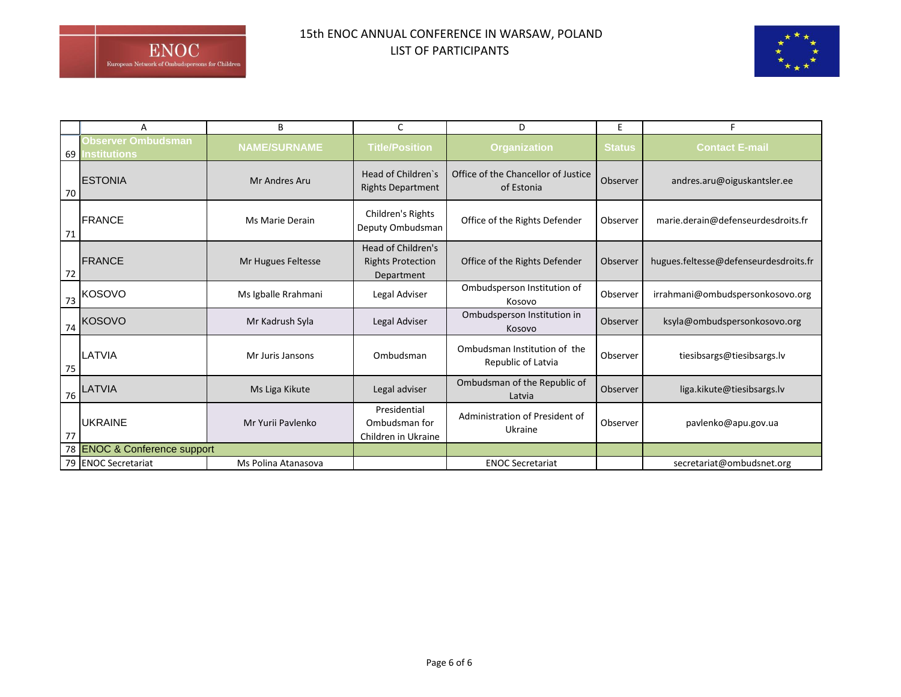# 15th ENOC ANNUAL CONFERENCE IN WARSAW, POLAND
## LIST OF PARTICIPANTS

| | A | B | C | D | E | F |
|---|---|---|---|---|---|---|
| 69 | **Observer Ombudsman Institutions** | **NAME/SURNAME** | **Title/Position** | **Organization** | **Status** | **Contact E-mail** |
| 70 | ESTONIA | Mr Andres Aru | Head of Children`s Rights Department | Office of the Chancellor of Justice of Estonia | Observer | andres.aru@oiguskantsler.ee |
| 71 | FRANCE | Ms Marie Derain | Children's Rights Deputy Ombudsman | Office of the Rights Defender | Observer | marie.derain@defenseurdesdroits.fr |
| 72 | FRANCE | Mr Hugues Feltesse | Head of Children's Rights Protection Department | Office of the Rights Defender | Observer | hugues.feltesse@defenseurdesdroits.fr |
| 73 | KOSOVO | Ms Igballe Rrahmani | Legal Adviser | Ombudsperson Institution of Kosovo | Observer | irrahmani@ombudspersonkosovo.org |
| 74 | KOSOVO | Mr Kadrush Syla | Legal Adviser | Ombudsperson Institution in Kosovo | Observer | ksyla@ombudspersonkosovo.org |
| 75 | LATVIA | Mr Juris Jansons | Ombudsman | Ombudsman Institution of the Republic of Latvia | Observer | tiesibsargs@tiesibsargs.lv |
| 76 | LATVIA | Ms Liga Kikute | Legal adviser | Ombudsman of the Republic of Latvia | Observer | liga.kikute@tiesibsargs.lv |
| 77 | UKRAINE | Mr Yurii Pavlenko | Presidential Ombudsman for Children in Ukraine | Administration of President of Ukraine | Observer | pavlenko@apu.gov.ua |
| 78 | ENOC & Conference support | | | | | |
| 79 | ENOC Secretariat | Ms Polina Atanasova | | ENOC Secretariat | | secretariat@ombudsnet.org |